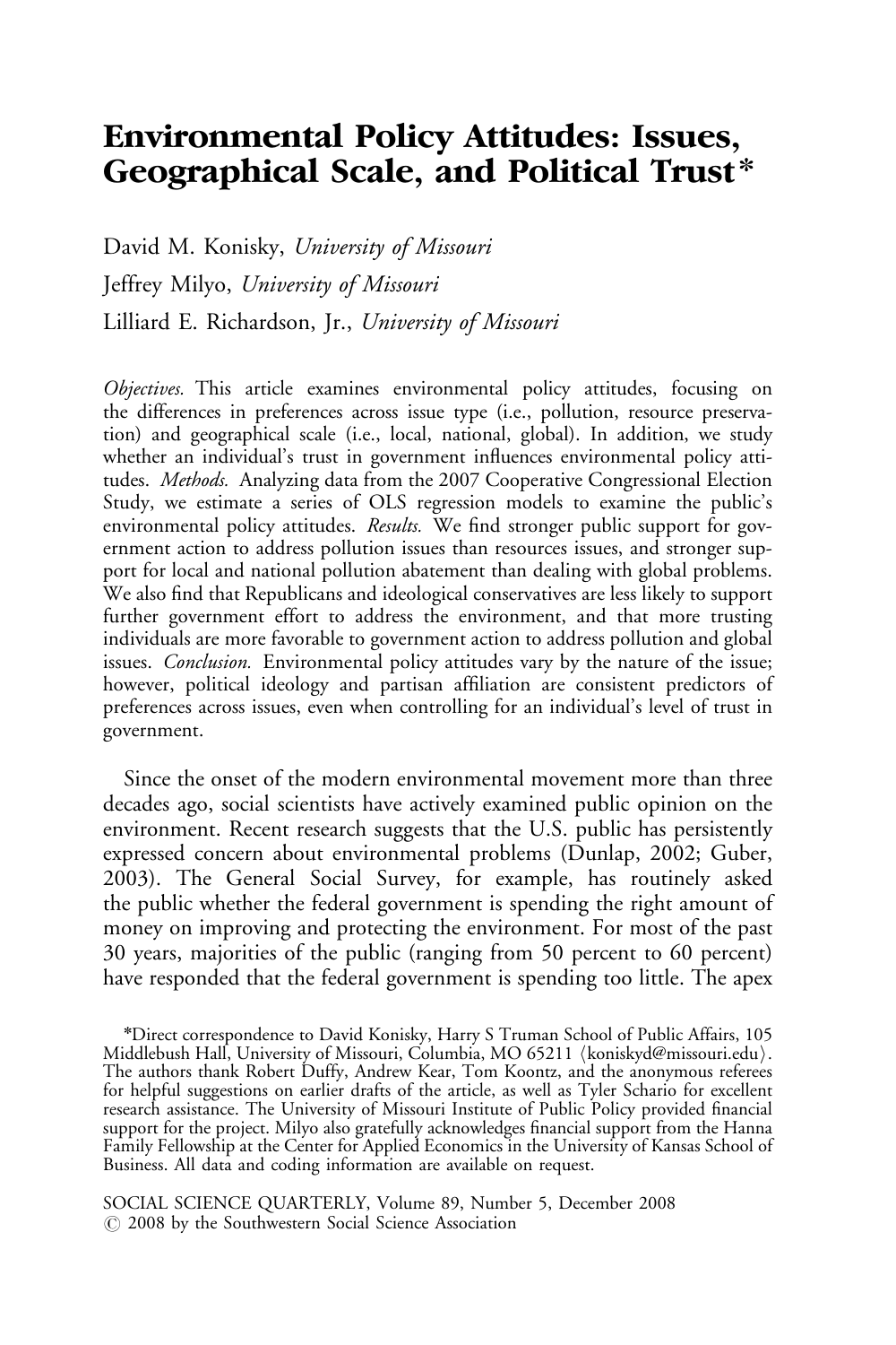# Environmental Policy Attitudes: Issues, Geographical Scale, and Political Trust*

David M. Konisky, *University of Missouri*

Jeffrey Milyo, *University of Missouri*

Lilliard E. Richardson, Jr., *University of Missouri*

*Objectives.* This article examines environmental policy attitudes, focusing on the differences in preferences across issue type (i.e., pollution, resource preservation) and geographical scale (i.e., local, national, global). In addition, we study whether an individual's trust in government influences environmental policy attitudes. *Methods.* Analyzing data from the 2007 Cooperative Congressional Election Study, we estimate a series of OLS regression models to examine the public's environmental policy attitudes. *Results.* We find stronger public support for government action to address pollution issues than resources issues, and stronger support for local and national pollution abatement than dealing with global problems. We also find that Republicans and ideological conservatives are less likely to support further government effort to address the environment, and that more trusting individuals are more favorable to government action to address pollution and global issues. *Conclusion.* Environmental policy attitudes vary by the nature of the issue; however, political ideology and partisan affiliation are consistent predictors of preferences across issues, even when controlling for an individual's level of trust in government.

Since the onset of the modern environmental movement more than three decades ago, social scientists have actively examined public opinion on the environment. Recent research suggests that the U.S. public has persistently expressed concern about environmental problems (Dunlap, 2002; Guber, 2003). The General Social Survey, for example, has routinely asked the public whether the federal government is spending the right amount of money on improving and protecting the environment. For most of the past 30 years, majorities of the public (ranging from 50 percent to 60 percent) have responded that the federal government is spending too little. The apex

*Direct correspondence to David Konisky, Harry S Truman School of Public Affairs, 105 Middlebush Hall, University of Missouri, Columbia, MO 65211 ⟨koniskyd@missouri.edu⟩. The authors thank Robert Duffy, Andrew Kear, Tom Koontz, and the anonymous referees for helpful suggestions on earlier drafts of the article, as well as Tyler Schario for excellent research assistance. The University of Missouri Institute of Public Policy provided financial support for the project. Milyo also gratefully acknowledges financial support from the Hanna Family Fellowship at the Center for Applied Economics in the University of Kansas School of Business. All data and coding information are available on request.

SOCIAL SCIENCE QUARTERLY, Volume 89, Number 5, December 2008
© 2008 by the Southwestern Social Science Association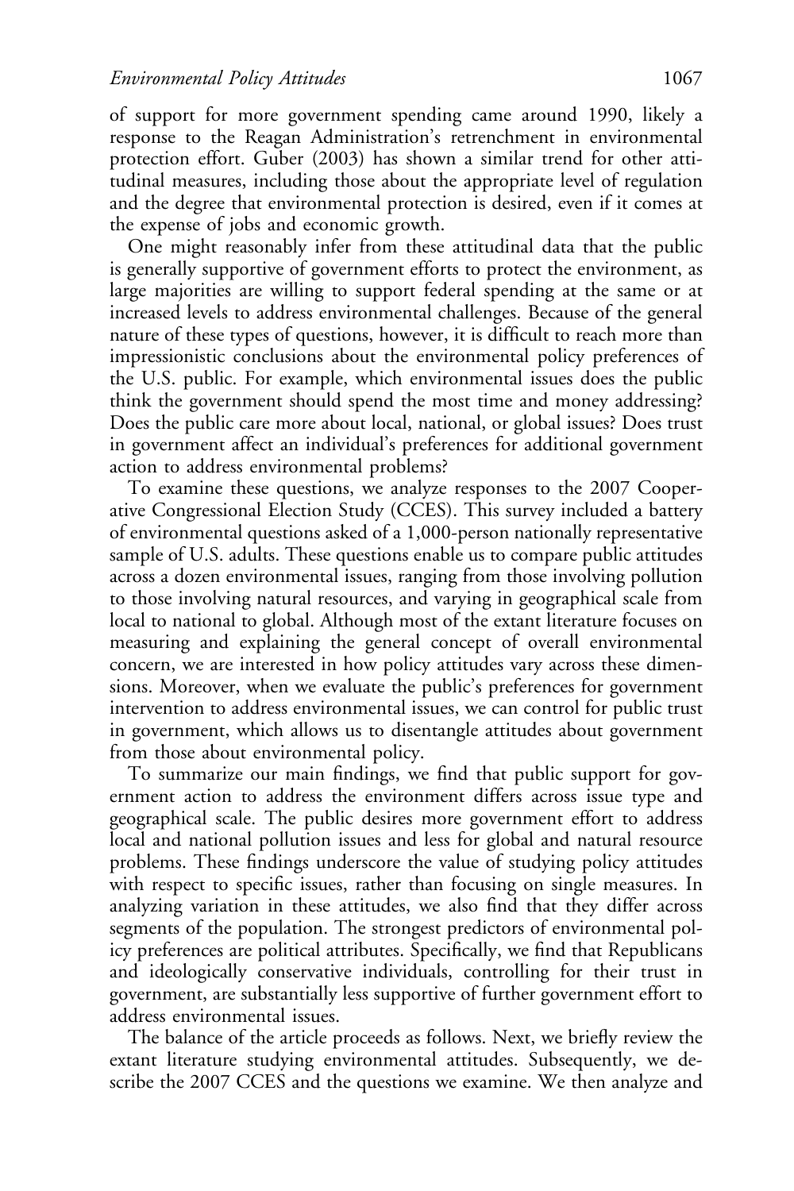of support for more government spending came around 1990, likely a response to the Reagan Administration's retrenchment in environmental protection effort. Guber (2003) has shown a similar trend for other attitudinal measures, including those about the appropriate level of regulation and the degree that environmental protection is desired, even if it comes at the expense of jobs and economic growth.

One might reasonably infer from these attitudinal data that the public is generally supportive of government efforts to protect the environment, as large majorities are willing to support federal spending at the same or at increased levels to address environmental challenges. Because of the general nature of these types of questions, however, it is difficult to reach more than impressionistic conclusions about the environmental policy preferences of the U.S. public. For example, which environmental issues does the public think the government should spend the most time and money addressing? Does the public care more about local, national, or global issues? Does trust in government affect an individual's preferences for additional government action to address environmental problems?

To examine these questions, we analyze responses to the 2007 Cooperative Congressional Election Study (CCES). This survey included a battery of environmental questions asked of a 1,000-person nationally representative sample of U.S. adults. These questions enable us to compare public attitudes across a dozen environmental issues, ranging from those involving pollution to those involving natural resources, and varying in geographical scale from local to national to global. Although most of the extant literature focuses on measuring and explaining the general concept of overall environmental concern, we are interested in how policy attitudes vary across these dimensions. Moreover, when we evaluate the public's preferences for government intervention to address environmental issues, we can control for public trust in government, which allows us to disentangle attitudes about government from those about environmental policy.

To summarize our main findings, we find that public support for government action to address the environment differs across issue type and geographical scale. The public desires more government effort to address local and national pollution issues and less for global and natural resource problems. These findings underscore the value of studying policy attitudes with respect to specific issues, rather than focusing on single measures. In analyzing variation in these attitudes, we also find that they differ across segments of the population. The strongest predictors of environmental policy preferences are political attributes. Specifically, we find that Republicans and ideologically conservative individuals, controlling for their trust in government, are substantially less supportive of further government effort to address environmental issues.

The balance of the article proceeds as follows. Next, we briefly review the extant literature studying environmental attitudes. Subsequently, we describe the 2007 CCES and the questions we examine. We then analyze and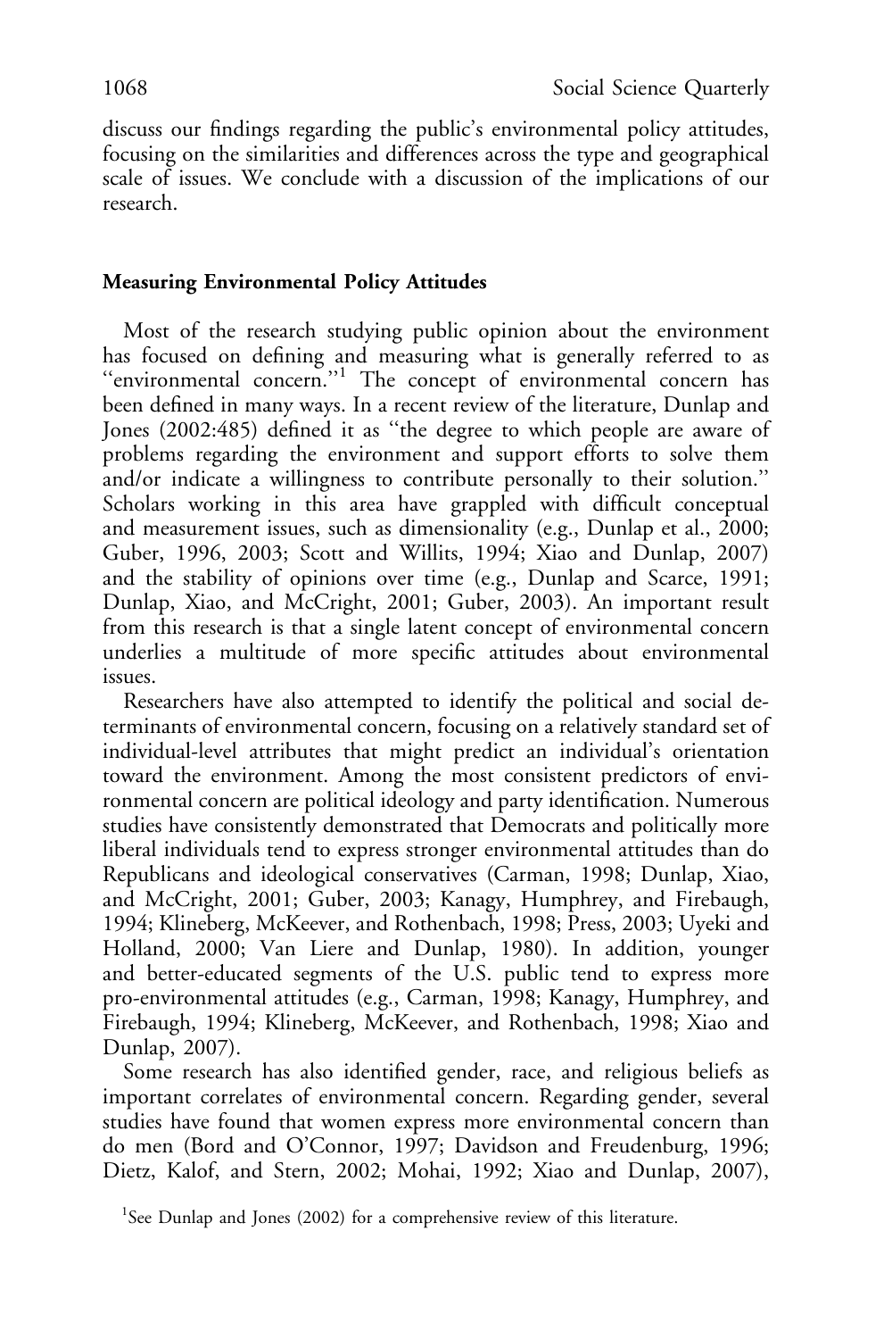discuss our findings regarding the public's environmental policy attitudes, focusing on the similarities and differences across the type and geographical scale of issues. We conclude with a discussion of the implications of our research.

## Measuring Environmental Policy Attitudes

Most of the research studying public opinion about the environment has focused on defining and measuring what is generally referred to as "environmental concern."[1] The concept of environmental concern has been defined in many ways. In a recent review of the literature, Dunlap and Jones (2002:485) defined it as "the degree to which people are aware of problems regarding the environment and support efforts to solve them and/or indicate a willingness to contribute personally to their solution." Scholars working in this area have grappled with difficult conceptual and measurement issues, such as dimensionality (e.g., Dunlap et al., 2000; Guber, 1996, 2003; Scott and Willits, 1994; Xiao and Dunlap, 2007) and the stability of opinions over time (e.g., Dunlap and Scarce, 1991; Dunlap, Xiao, and McCright, 2001; Guber, 2003). An important result from this research is that a single latent concept of environmental concern underlies a multitude of more specific attitudes about environmental issues.

Researchers have also attempted to identify the political and social determinants of environmental concern, focusing on a relatively standard set of individual-level attributes that might predict an individual's orientation toward the environment. Among the most consistent predictors of environmental concern are political ideology and party identification. Numerous studies have consistently demonstrated that Democrats and politically more liberal individuals tend to express stronger environmental attitudes than do Republicans and ideological conservatives (Carman, 1998; Dunlap, Xiao, and McCright, 2001; Guber, 2003; Kanagy, Humphrey, and Firebaugh, 1994; Klineberg, McKeever, and Rothenbach, 1998; Press, 2003; Uyeki and Holland, 2000; Van Liere and Dunlap, 1980). In addition, younger and better-educated segments of the U.S. public tend to express more pro-environmental attitudes (e.g., Carman, 1998; Kanagy, Humphrey, and Firebaugh, 1994; Klineberg, McKeever, and Rothenbach, 1998; Xiao and Dunlap, 2007).

Some research has also identified gender, race, and religious beliefs as important correlates of environmental concern. Regarding gender, several studies have found that women express more environmental concern than do men (Bord and O'Connor, 1997; Davidson and Freudenburg, 1996; Dietz, Kalof, and Stern, 2002; Mohai, 1992; Xiao and Dunlap, 2007),

[1]See Dunlap and Jones (2002) for a comprehensive review of this literature.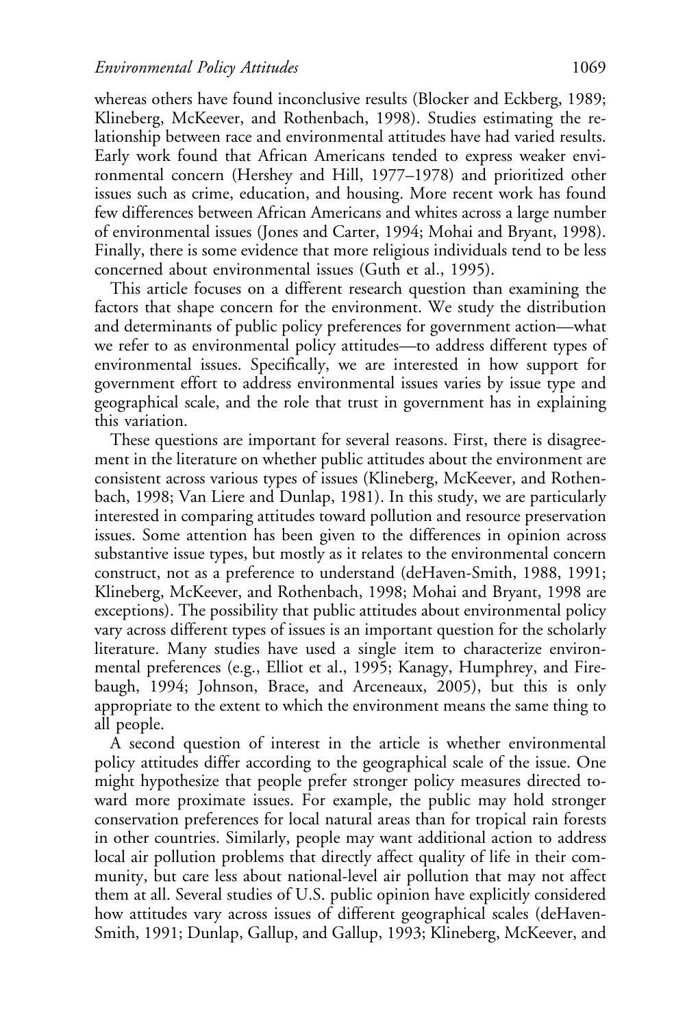whereas others have found inconclusive results (Blocker and Eckberg, 1989; Klineberg, McKeever, and Rothenbach, 1998). Studies estimating the relationship between race and environmental attitudes have had varied results. Early work found that African Americans tended to express weaker environmental concern (Hershey and Hill, 1977–1978) and prioritized other issues such as crime, education, and housing. More recent work has found few differences between African Americans and whites across a large number of environmental issues (Jones and Carter, 1994; Mohai and Bryant, 1998). Finally, there is some evidence that more religious individuals tend to be less concerned about environmental issues (Guth et al., 1995).

This article focuses on a different research question than examining the factors that shape concern for the environment. We study the distribution and determinants of public policy preferences for government action—what we refer to as environmental policy attitudes—to address different types of environmental issues. Specifically, we are interested in how support for government effort to address environmental issues varies by issue type and geographical scale, and the role that trust in government has in explaining this variation.

These questions are important for several reasons. First, there is disagreement in the literature on whether public attitudes about the environment are consistent across various types of issues (Klineberg, McKeever, and Rothenbach, 1998; Van Liere and Dunlap, 1981). In this study, we are particularly interested in comparing attitudes toward pollution and resource preservation issues. Some attention has been given to the differences in opinion across substantive issue types, but mostly as it relates to the environmental concern construct, not as a preference to understand (deHaven-Smith, 1988, 1991; Klineberg, McKeever, and Rothenbach, 1998; Mohai and Bryant, 1998 are exceptions). The possibility that public attitudes about environmental policy vary across different types of issues is an important question for the scholarly literature. Many studies have used a single item to characterize environmental preferences (e.g., Elliot et al., 1995; Kanagy, Humphrey, and Firebaugh, 1994; Johnson, Brace, and Arceneaux, 2005), but this is only appropriate to the extent to which the environment means the same thing to all people.

A second question of interest in the article is whether environmental policy attitudes differ according to the geographical scale of the issue. One might hypothesize that people prefer stronger policy measures directed toward more proximate issues. For example, the public may hold stronger conservation preferences for local natural areas than for tropical rain forests in other countries. Similarly, people may want additional action to address local air pollution problems that directly affect quality of life in their community, but care less about national-level air pollution that may not affect them at all. Several studies of U.S. public opinion have explicitly considered how attitudes vary across issues of different geographical scales (deHaven-Smith, 1991; Dunlap, Gallup, and Gallup, 1993; Klineberg, McKeever, and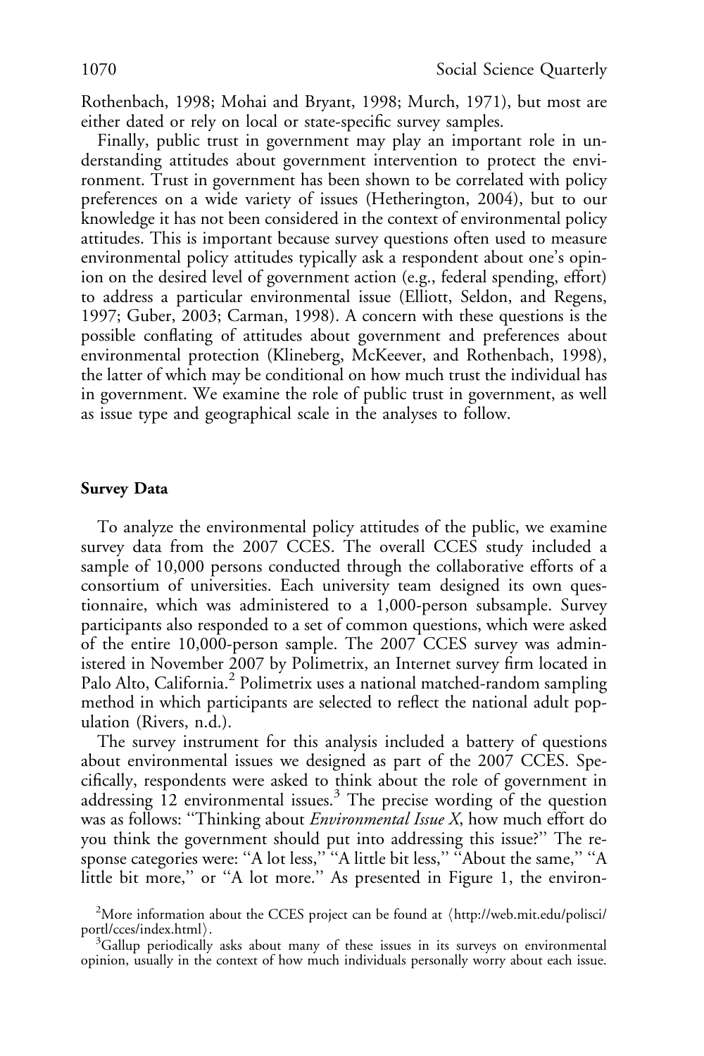Rothenbach, 1998; Mohai and Bryant, 1998; Murch, 1971), but most are either dated or rely on local or state-specific survey samples.

Finally, public trust in government may play an important role in understanding attitudes about government intervention to protect the environment. Trust in government has been shown to be correlated with policy preferences on a wide variety of issues (Hetherington, 2004), but to our knowledge it has not been considered in the context of environmental policy attitudes. This is important because survey questions often used to measure environmental policy attitudes typically ask a respondent about one's opinion on the desired level of government action (e.g., federal spending, effort) to address a particular environmental issue (Elliott, Seldon, and Regens, 1997; Guber, 2003; Carman, 1998). A concern with these questions is the possible conflating of attitudes about government and preferences about environmental protection (Klineberg, McKeever, and Rothenbach, 1998), the latter of which may be conditional on how much trust the individual has in government. We examine the role of public trust in government, as well as issue type and geographical scale in the analyses to follow.

## Survey Data

To analyze the environmental policy attitudes of the public, we examine survey data from the 2007 CCES. The overall CCES study included a sample of 10,000 persons conducted through the collaborative efforts of a consortium of universities. Each university team designed its own questionnaire, which was administered to a 1,000-person subsample. Survey participants also responded to a set of common questions, which were asked of the entire 10,000-person sample. The 2007 CCES survey was administered in November 2007 by Polimetrix, an Internet survey firm located in Palo Alto, California.[2] Polimetrix uses a national matched-random sampling method in which participants are selected to reflect the national adult population (Rivers, n.d.).

The survey instrument for this analysis included a battery of questions about environmental issues we designed as part of the 2007 CCES. Specifically, respondents were asked to think about the role of government in addressing 12 environmental issues.[3] The precise wording of the question was as follows: "Thinking about *Environmental Issue X*, how much effort do you think the government should put into addressing this issue?" The response categories were: "A lot less," "A little bit less," "About the same," "A little bit more," or "A lot more." As presented in Figure 1, the environ-

[2]More information about the CCES project can be found at ⟨http://web.mit.edu/polisci/portl/cces/index.html⟩.

[3]Gallup periodically asks about many of these issues in its surveys on environmental opinion, usually in the context of how much individuals personally worry about each issue.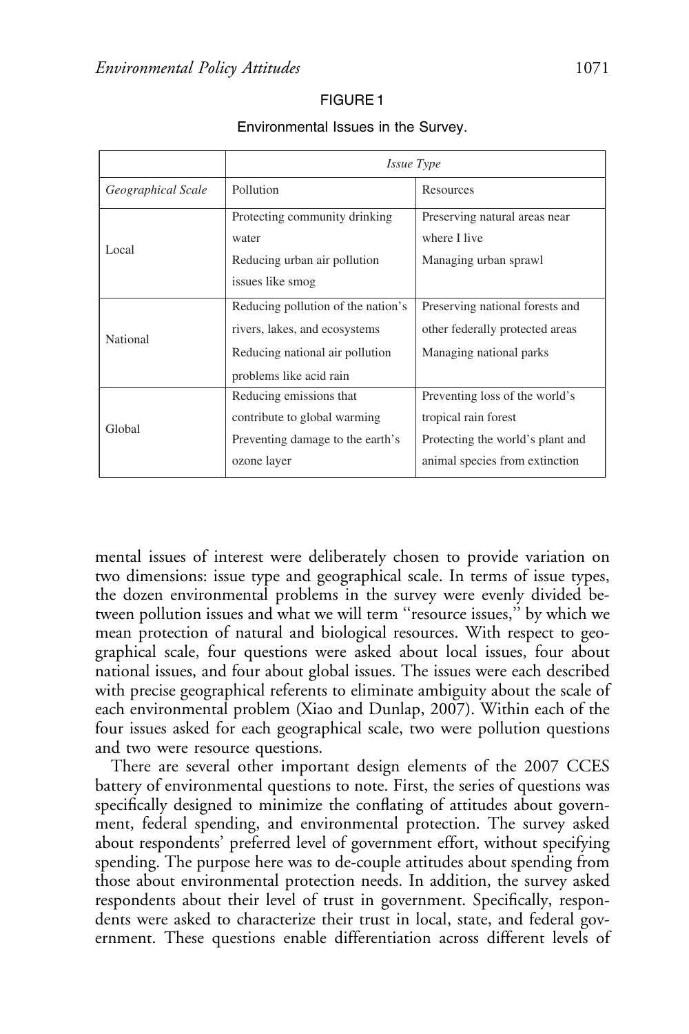FIGURE 1

Environmental Issues in the Survey.

| | *Issue Type* | |
|---|---|---|
| *Geographical Scale* | Pollution | Resources |
| Local | Protecting community drinking water<br>Reducing urban air pollution issues like smog | Preserving natural areas near where I live<br>Managing urban sprawl |
| National | Reducing pollution of the nation's rivers, lakes, and ecosystems<br>Reducing national air pollution problems like acid rain | Preserving national forests and other federally protected areas<br>Managing national parks |
| Global | Reducing emissions that contribute to global warming<br>Preventing damage to the earth's ozone layer | Preventing loss of the world's tropical rain forest<br>Protecting the world's plant and animal species from extinction |

mental issues of interest were deliberately chosen to provide variation on two dimensions: issue type and geographical scale. In terms of issue types, the dozen environmental problems in the survey were evenly divided between pollution issues and what we will term "resource issues," by which we mean protection of natural and biological resources. With respect to geographical scale, four questions were asked about local issues, four about national issues, and four about global issues. The issues were each described with precise geographical referents to eliminate ambiguity about the scale of each environmental problem (Xiao and Dunlap, 2007). Within each of the four issues asked for each geographical scale, two were pollution questions and two were resource questions.

There are several other important design elements of the 2007 CCES battery of environmental questions to note. First, the series of questions was specifically designed to minimize the conflating of attitudes about government, federal spending, and environmental protection. The survey asked about respondents' preferred level of government effort, without specifying spending. The purpose here was to de-couple attitudes about spending from those about environmental protection needs. In addition, the survey asked respondents about their level of trust in government. Specifically, respondents were asked to characterize their trust in local, state, and federal government. These questions enable differentiation across different levels of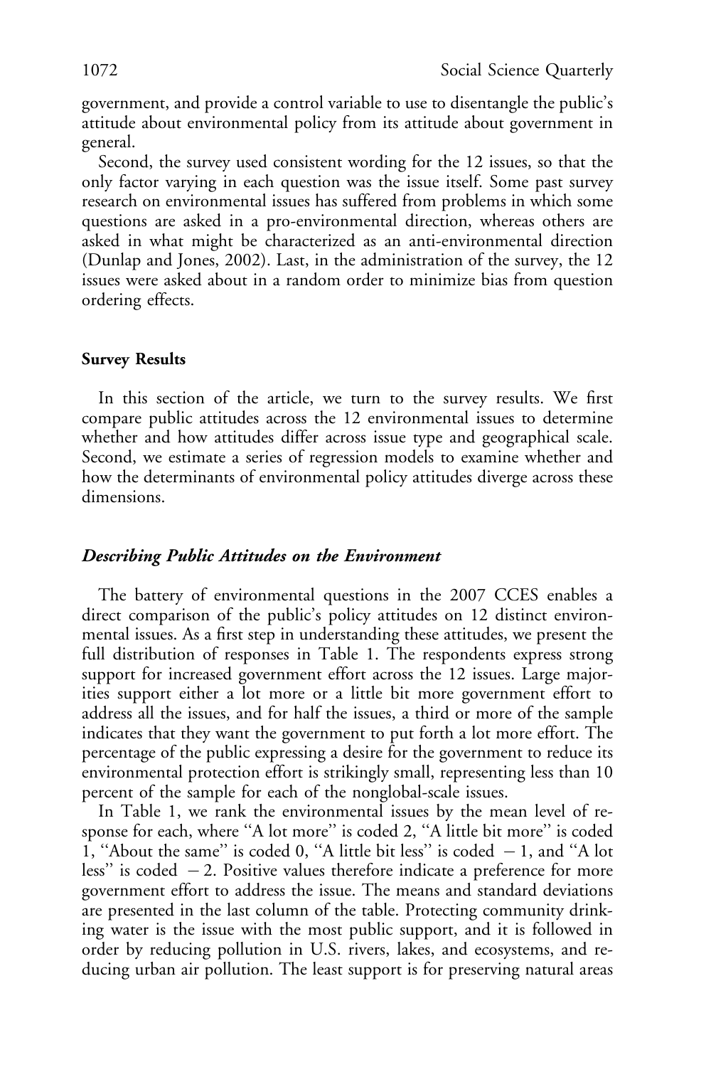government, and provide a control variable to use to disentangle the public's attitude about environmental policy from its attitude about government in general.

Second, the survey used consistent wording for the 12 issues, so that the only factor varying in each question was the issue itself. Some past survey research on environmental issues has suffered from problems in which some questions are asked in a pro-environmental direction, whereas others are asked in what might be characterized as an anti-environmental direction (Dunlap and Jones, 2002). Last, in the administration of the survey, the 12 issues were asked about in a random order to minimize bias from question ordering effects.

### Survey Results

In this section of the article, we turn to the survey results. We first compare public attitudes across the 12 environmental issues to determine whether and how attitudes differ across issue type and geographical scale. Second, we estimate a series of regression models to examine whether and how the determinants of environmental policy attitudes diverge across these dimensions.

#### *Describing Public Attitudes on the Environment*

The battery of environmental questions in the 2007 CCES enables a direct comparison of the public's policy attitudes on 12 distinct environmental issues. As a first step in understanding these attitudes, we present the full distribution of responses in Table 1. The respondents express strong support for increased government effort across the 12 issues. Large majorities support either a lot more or a little bit more government effort to address all the issues, and for half the issues, a third or more of the sample indicates that they want the government to put forth a lot more effort. The percentage of the public expressing a desire for the government to reduce its environmental protection effort is strikingly small, representing less than 10 percent of the sample for each of the nonglobal-scale issues.

In Table 1, we rank the environmental issues by the mean level of response for each, where "A lot more" is coded 2, "A little bit more" is coded 1, "About the same" is coded 0, "A little bit less" is coded $-1$, and "A lot less" is coded $-2$. Positive values therefore indicate a preference for more government effort to address the issue. The means and standard deviations are presented in the last column of the table. Protecting community drinking water is the issue with the most public support, and it is followed in order by reducing pollution in U.S. rivers, lakes, and ecosystems, and reducing urban air pollution. The least support is for preserving natural areas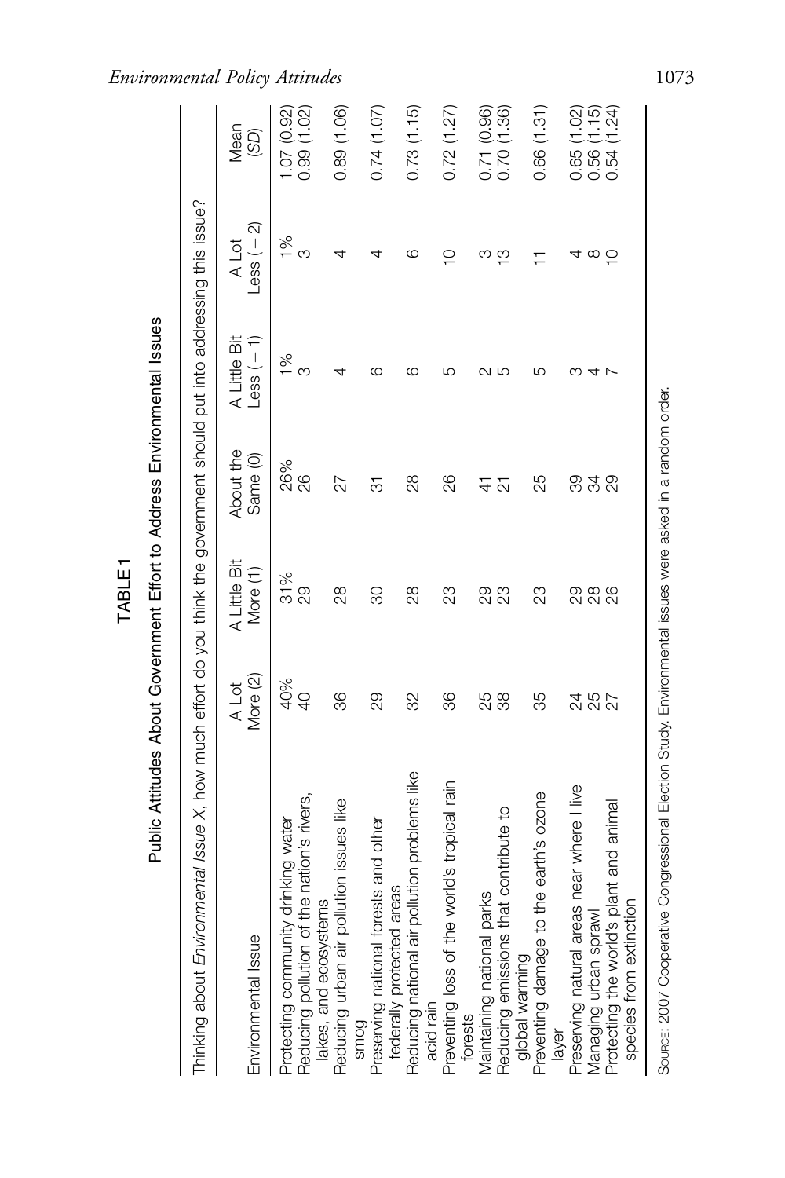**TABLE 1**

**Public Attitudes About Government Effort to Address Environmental Issues**

Thinking about *Environmental Issue X*, how much effort do you think the government should put into addressing this issue?

| Environmental Issue | A Lot More (2) | A Little Bit More (1) | About the Same (0) | A Little Bit Less (−1) | A Lot Less (−2) | Mean (*SD*) |
|---|---|---|---|---|---|---|
| Protecting community drinking water | 40% | 31% | 26% | 1% | 1% | 1.07 (0.92) |
| Reducing pollution of the nation's rivers, lakes, and ecosystems | 40 | 29 | 26 | 3 | 3 | 0.99 (1.02) |
| Reducing urban air pollution issues like smog | 36 | 28 | 27 | 4 | 4 | 0.89 (1.06) |
| Preserving national forests and other federally protected areas | 29 | 30 | 31 | 6 | 4 | 0.74 (1.07) |
| Reducing national air pollution problems like acid rain | 32 | 28 | 28 | 6 | 6 | 0.73 (1.15) |
| Preventing loss of the world's tropical rain forests | 36 | 23 | 26 | 5 | 10 | 0.72 (1.27) |
| Maintaining national parks | 25 | 29 | 41 | 2 | 3 | 0.71 (0.96) |
| Reducing emissions that contribute to global warming | 38 | 23 | 21 | 5 | 13 | 0.70 (1.36) |
| Preventing damage to the earth's ozone layer | 35 | 23 | 25 | 5 | 11 | 0.66 (1.31) |
| Preserving natural areas near where I live | 24 | 29 | 39 | 3 | 4 | 0.65 (1.02) |
| Managing urban sprawl | 25 | 28 | 34 | 4 | 8 | 0.56 (1.15) |
| Protecting the world's plant and animal species from extinction | 27 | 26 | 29 | 7 | 10 | 0.54 (1.24) |

Source: 2007 Cooperative Congressional Election Study. Environmental issues were asked in a random order.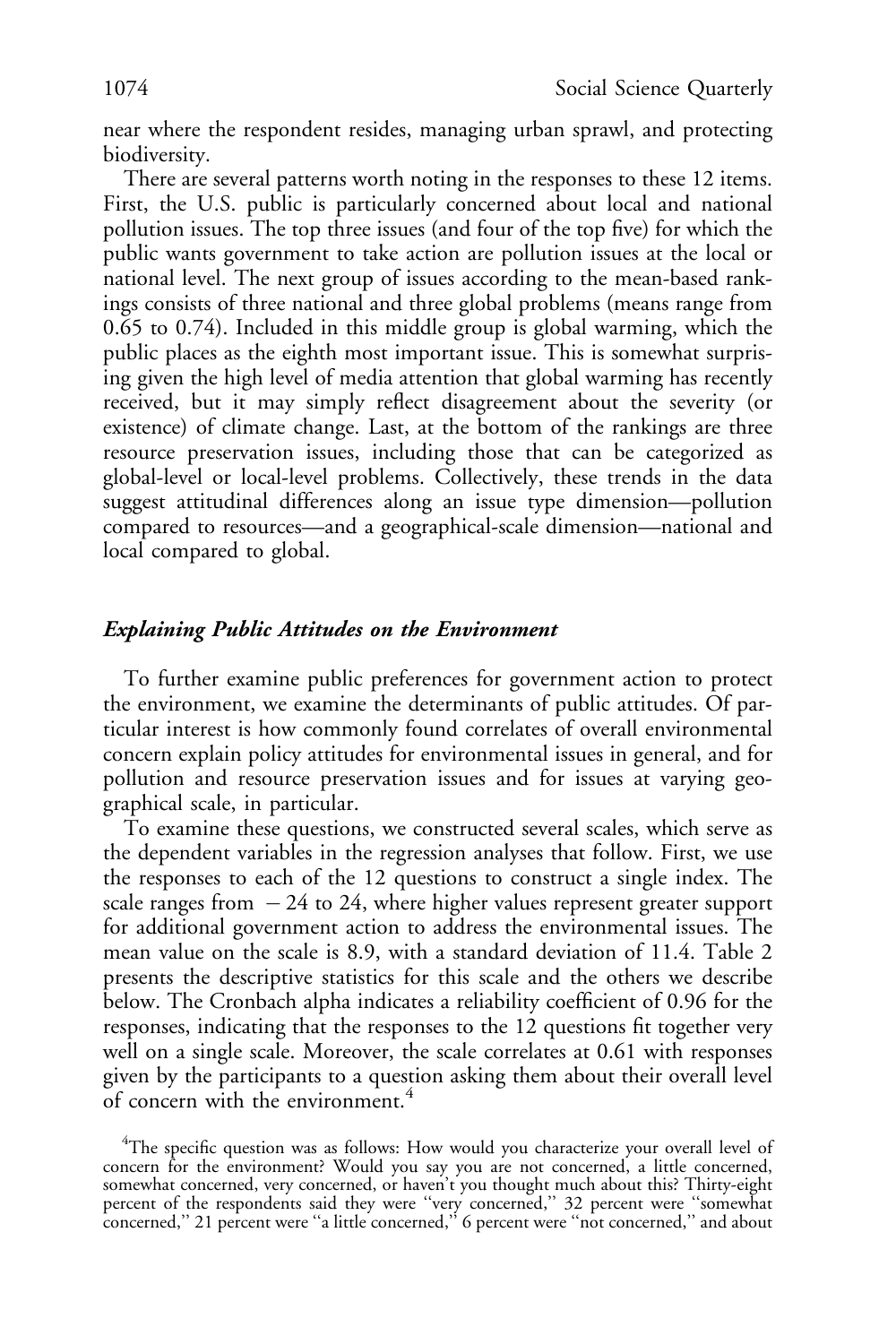near where the respondent resides, managing urban sprawl, and protecting biodiversity.

There are several patterns worth noting in the responses to these 12 items. First, the U.S. public is particularly concerned about local and national pollution issues. The top three issues (and four of the top five) for which the public wants government to take action are pollution issues at the local or national level. The next group of issues according to the mean-based rankings consists of three national and three global problems (means range from 0.65 to 0.74). Included in this middle group is global warming, which the public places as the eighth most important issue. This is somewhat surprising given the high level of media attention that global warming has recently received, but it may simply reflect disagreement about the severity (or existence) of climate change. Last, at the bottom of the rankings are three resource preservation issues, including those that can be categorized as global-level or local-level problems. Collectively, these trends in the data suggest attitudinal differences along an issue type dimension—pollution compared to resources—and a geographical-scale dimension—national and local compared to global.

### *Explaining Public Attitudes on the Environment*

To further examine public preferences for government action to protect the environment, we examine the determinants of public attitudes. Of particular interest is how commonly found correlates of overall environmental concern explain policy attitudes for environmental issues in general, and for pollution and resource preservation issues and for issues at varying geographical scale, in particular.

To examine these questions, we constructed several scales, which serve as the dependent variables in the regression analyses that follow. First, we use the responses to each of the 12 questions to construct a single index. The scale ranges from $-24$ to 24, where higher values represent greater support for additional government action to address the environmental issues. The mean value on the scale is 8.9, with a standard deviation of 11.4. Table 2 presents the descriptive statistics for this scale and the others we describe below. The Cronbach alpha indicates a reliability coefficient of 0.96 for the responses, indicating that the responses to the 12 questions fit together very well on a single scale. Moreover, the scale correlates at 0.61 with responses given by the participants to a question asking them about their overall level of concern with the environment.[4]

[4]The specific question was as follows: How would you characterize your overall level of concern for the environment? Would you say you are not concerned, a little concerned, somewhat concerned, very concerned, or haven't you thought much about this? Thirty-eight percent of the respondents said they were "very concerned," 32 percent were "somewhat concerned," 21 percent were "a little concerned," 6 percent were "not concerned," and about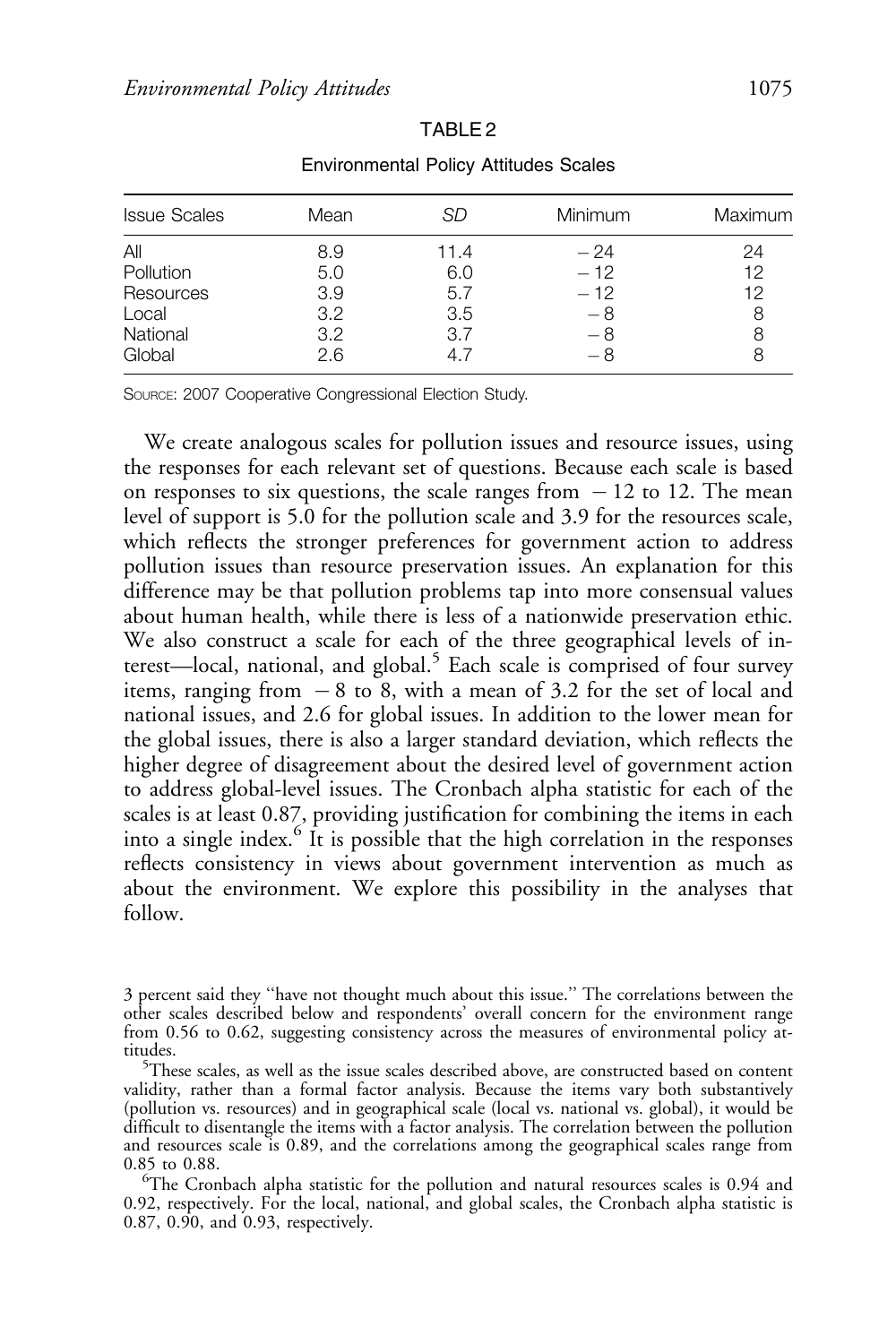TABLE 2

Environmental Policy Attitudes Scales

| Issue Scales | Mean | *SD* | Minimum | Maximum |
|---|---|---|---|---|
| All | 8.9 | 11.4 | −24 | 24 |
| Pollution | 5.0 | 6.0 | −12 | 12 |
| Resources | 3.9 | 5.7 | −12 | 12 |
| Local | 3.2 | 3.5 | −8 | 8 |
| National | 3.2 | 3.7 | −8 | 8 |
| Global | 2.6 | 4.7 | −8 | 8 |

Source: 2007 Cooperative Congressional Election Study.

We create analogous scales for pollution issues and resource issues, using the responses for each relevant set of questions. Because each scale is based on responses to six questions, the scale ranges from −12 to 12. The mean level of support is 5.0 for the pollution scale and 3.9 for the resources scale, which reflects the stronger preferences for government action to address pollution issues than resource preservation issues. An explanation for this difference may be that pollution problems tap into more consensual values about human health, while there is less of a nationwide preservation ethic. We also construct a scale for each of the three geographical levels of interest—local, national, and global.[5] Each scale is comprised of four survey items, ranging from −8 to 8, with a mean of 3.2 for the set of local and national issues, and 2.6 for global issues. In addition to the lower mean for the global issues, there is also a larger standard deviation, which reflects the higher degree of disagreement about the desired level of government action to address global-level issues. The Cronbach alpha statistic for each of the scales is at least 0.87, providing justification for combining the items in each into a single index.[6] It is possible that the high correlation in the responses reflects consistency in views about government intervention as much as about the environment. We explore this possibility in the analyses that follow.

3 percent said they "have not thought much about this issue." The correlations between the other scales described below and respondents' overall concern for the environment range from 0.56 to 0.62, suggesting consistency across the measures of environmental policy attitudes.

[5]These scales, as well as the issue scales described above, are constructed based on content validity, rather than a formal factor analysis. Because the items vary both substantively (pollution vs. resources) and in geographical scale (local vs. national vs. global), it would be difficult to disentangle the items with a factor analysis. The correlation between the pollution and resources scale is 0.89, and the correlations among the geographical scales range from 0.85 to 0.88.

[6]The Cronbach alpha statistic for the pollution and natural resources scales is 0.94 and 0.92, respectively. For the local, national, and global scales, the Cronbach alpha statistic is 0.87, 0.90, and 0.93, respectively.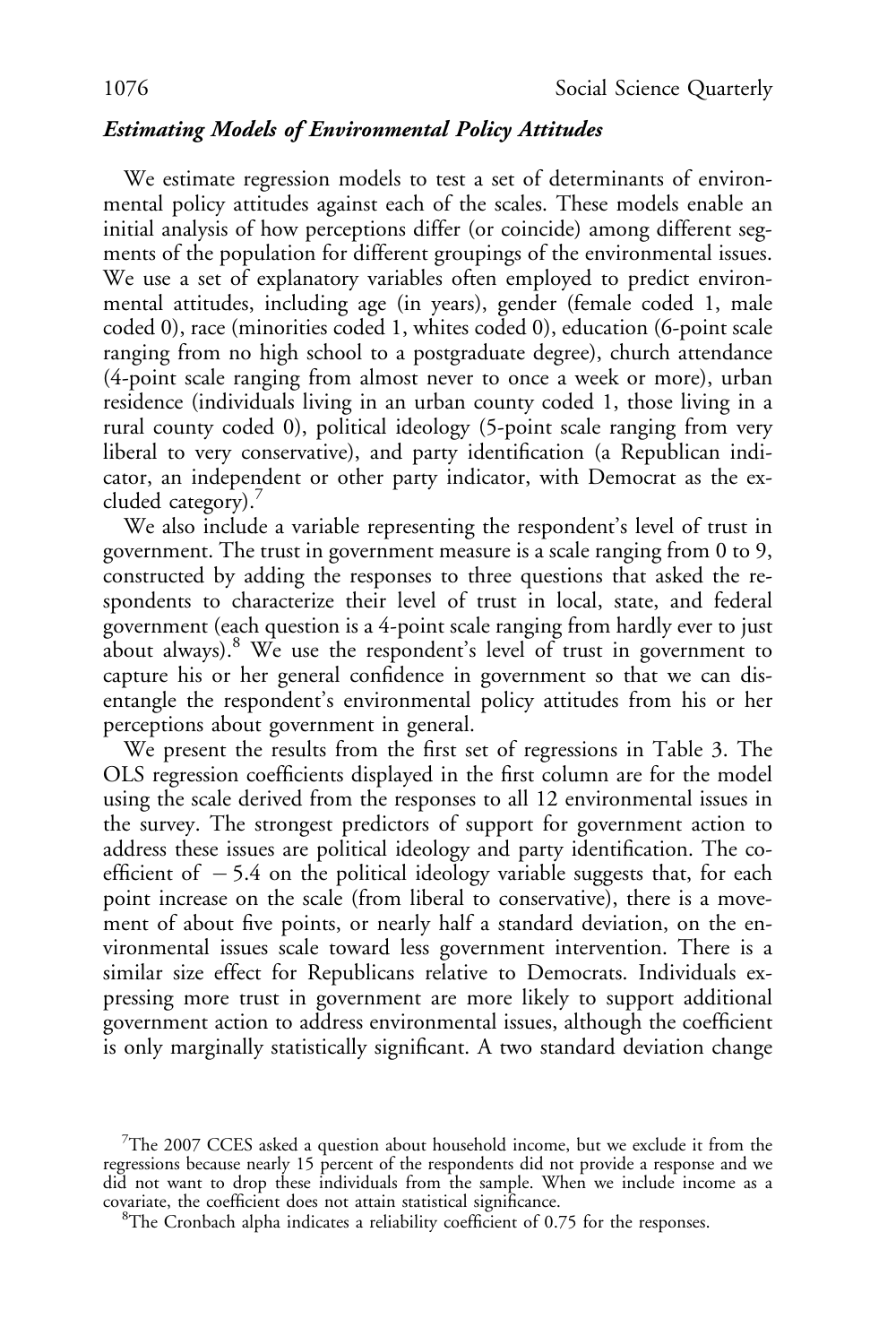### *Estimating Models of Environmental Policy Attitudes*

We estimate regression models to test a set of determinants of environmental policy attitudes against each of the scales. These models enable an initial analysis of how perceptions differ (or coincide) among different segments of the population for different groupings of the environmental issues. We use a set of explanatory variables often employed to predict environmental attitudes, including age (in years), gender (female coded 1, male coded 0), race (minorities coded 1, whites coded 0), education (6-point scale ranging from no high school to a postgraduate degree), church attendance (4-point scale ranging from almost never to once a week or more), urban residence (individuals living in an urban county coded 1, those living in a rural county coded 0), political ideology (5-point scale ranging from very liberal to very conservative), and party identification (a Republican indicator, an independent or other party indicator, with Democrat as the excluded category).[7]

We also include a variable representing the respondent's level of trust in government. The trust in government measure is a scale ranging from 0 to 9, constructed by adding the responses to three questions that asked the respondents to characterize their level of trust in local, state, and federal government (each question is a 4-point scale ranging from hardly ever to just about always).[8] We use the respondent's level of trust in government to capture his or her general confidence in government so that we can disentangle the respondent's environmental policy attitudes from his or her perceptions about government in general.

We present the results from the first set of regressions in Table 3. The OLS regression coefficients displayed in the first column are for the model using the scale derived from the responses to all 12 environmental issues in the survey. The strongest predictors of support for government action to address these issues are political ideology and party identification. The coefficient of $-5.4$ on the political ideology variable suggests that, for each point increase on the scale (from liberal to conservative), there is a movement of about five points, or nearly half a standard deviation, on the environmental issues scale toward less government intervention. There is a similar size effect for Republicans relative to Democrats. Individuals expressing more trust in government are more likely to support additional government action to address environmental issues, although the coefficient is only marginally statistically significant. A two standard deviation change

[7]The 2007 CCES asked a question about household income, but we exclude it from the regressions because nearly 15 percent of the respondents did not provide a response and we did not want to drop these individuals from the sample. When we include income as a covariate, the coefficient does not attain statistical significance.

[8]The Cronbach alpha indicates a reliability coefficient of 0.75 for the responses.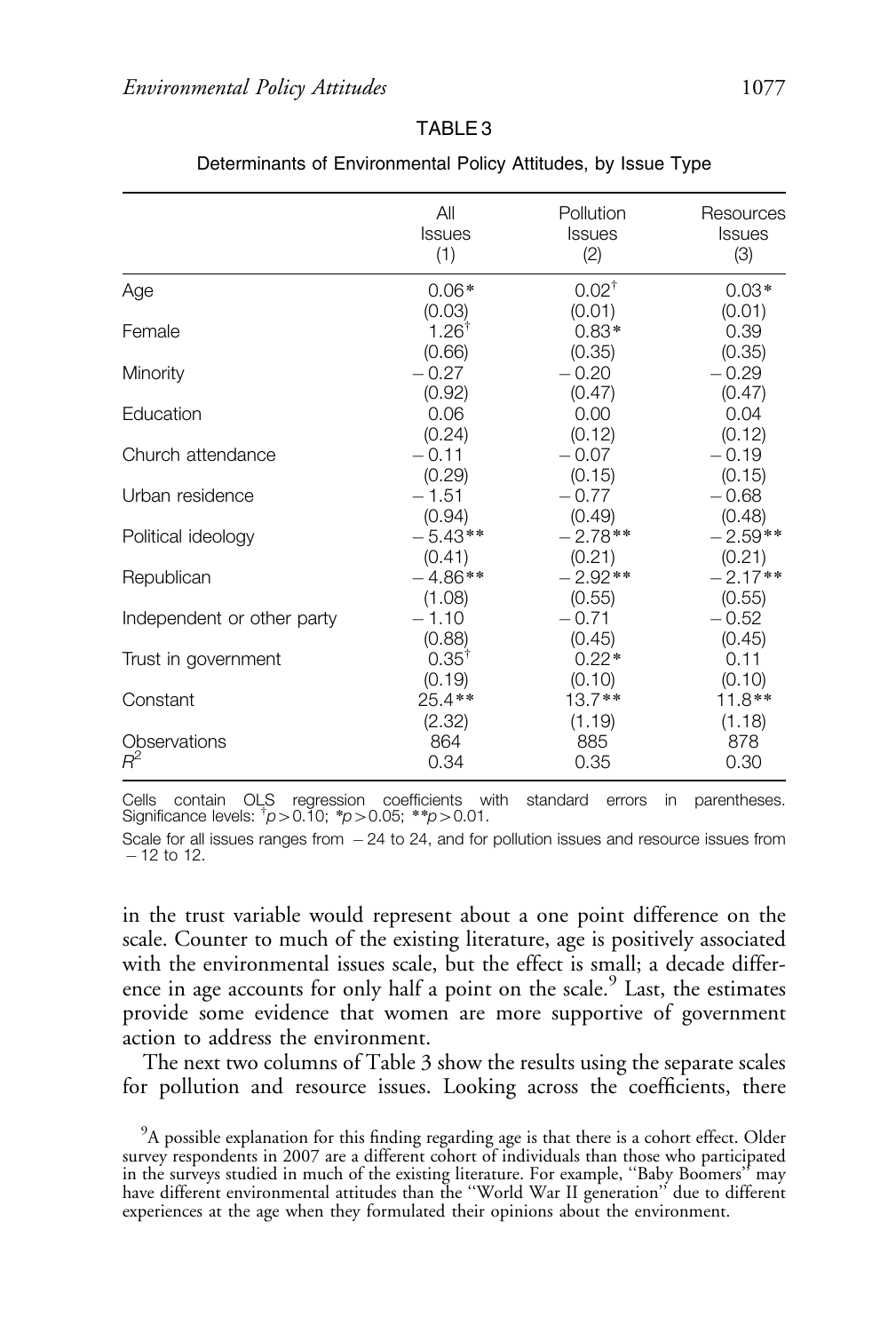TABLE 3

Determinants of Environmental Policy Attitudes, by Issue Type

| | All Issues (1) | Pollution Issues (2) | Resources Issues (3) |
|---|---|---|---|
| Age | 0.06* | 0.02† | 0.03* |
| | (0.03) | (0.01) | (0.01) |
| Female | 1.26† | 0.83* | 0.39 |
| | (0.66) | (0.35) | (0.35) |
| Minority | −0.27 | −0.20 | −0.29 |
| | (0.92) | (0.47) | (0.47) |
| Education | 0.06 | 0.00 | 0.04 |
| | (0.24) | (0.12) | (0.12) |
| Church attendance | −0.11 | −0.07 | −0.19 |
| | (0.29) | (0.15) | (0.15) |
| Urban residence | −1.51 | −0.77 | −0.68 |
| | (0.94) | (0.49) | (0.48) |
| Political ideology | −5.43** | −2.78** | −2.59** |
| | (0.41) | (0.21) | (0.21) |
| Republican | −4.86** | −2.92** | −2.17** |
| | (1.08) | (0.55) | (0.55) |
| Independent or other party | −1.10 | −0.71 | −0.52 |
| | (0.88) | (0.45) | (0.45) |
| Trust in government | 0.35† | 0.22* | 0.11 |
| | (0.19) | (0.10) | (0.10) |
| Constant | 25.4** | 13.7** | 11.8** |
| | (2.32) | (1.19) | (1.18) |
| Observations | 864 | 885 | 878 |
| $R^2$ | 0.34 | 0.35 | 0.30 |

Cells contain OLS regression coefficients with standard errors in parentheses. Significance levels: $^{\dagger}p > 0.10$; $^{*}p > 0.05$; $^{**}p > 0.01$.

Scale for all issues ranges from −24 to 24, and for pollution issues and resource issues from −12 to 12.

in the trust variable would represent about a one point difference on the scale. Counter to much of the existing literature, age is positively associated with the environmental issues scale, but the effect is small; a decade difference in age accounts for only half a point on the scale.[9] Last, the estimates provide some evidence that women are more supportive of government action to address the environment.

The next two columns of Table 3 show the results using the separate scales for pollution and resource issues. Looking across the coefficients, there

[9] A possible explanation for this finding regarding age is that there is a cohort effect. Older survey respondents in 2007 are a different cohort of individuals than those who participated in the surveys studied in much of the existing literature. For example, "Baby Boomers" may have different environmental attitudes than the "World War II generation" due to different experiences at the age when they formulated their opinions about the environment.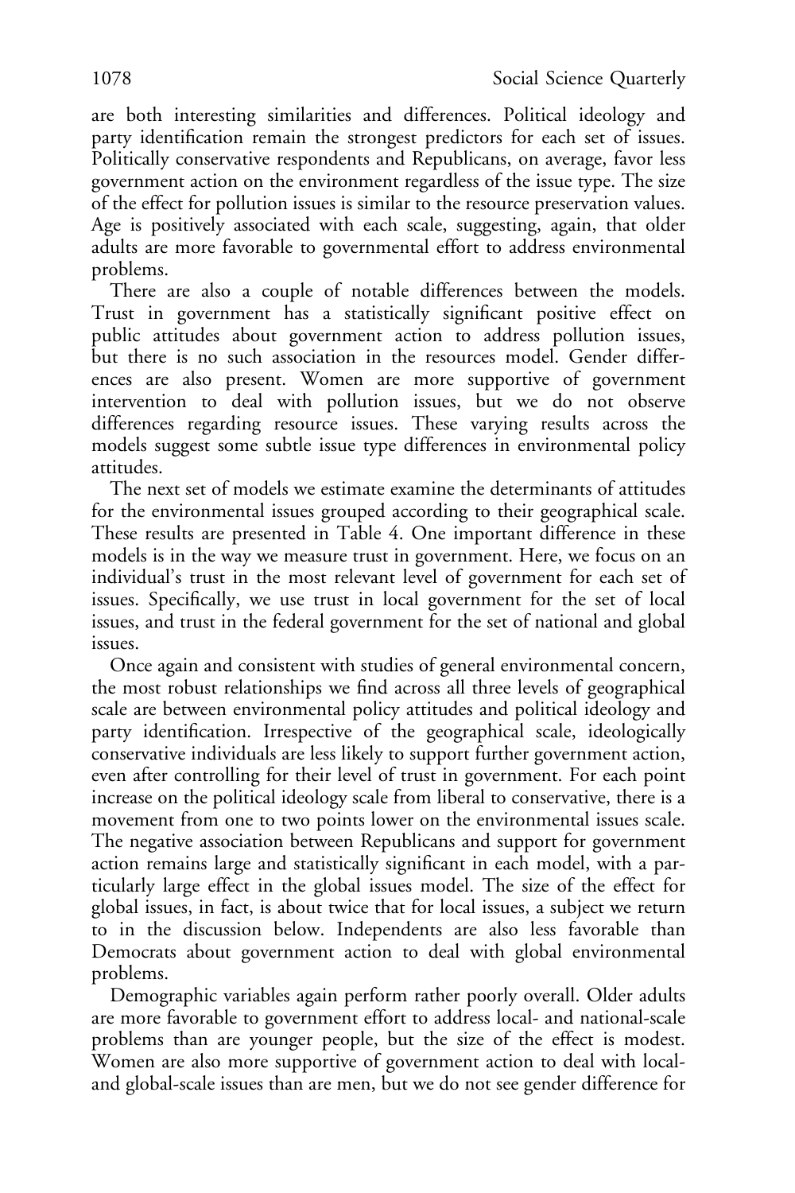are both interesting similarities and differences. Political ideology and party identification remain the strongest predictors for each set of issues. Politically conservative respondents and Republicans, on average, favor less government action on the environment regardless of the issue type. The size of the effect for pollution issues is similar to the resource preservation values. Age is positively associated with each scale, suggesting, again, that older adults are more favorable to governmental effort to address environmental problems.

There are also a couple of notable differences between the models. Trust in government has a statistically significant positive effect on public attitudes about government action to address pollution issues, but there is no such association in the resources model. Gender differences are also present. Women are more supportive of government intervention to deal with pollution issues, but we do not observe differences regarding resource issues. These varying results across the models suggest some subtle issue type differences in environmental policy attitudes.

The next set of models we estimate examine the determinants of attitudes for the environmental issues grouped according to their geographical scale. These results are presented in Table 4. One important difference in these models is in the way we measure trust in government. Here, we focus on an individual's trust in the most relevant level of government for each set of issues. Specifically, we use trust in local government for the set of local issues, and trust in the federal government for the set of national and global issues.

Once again and consistent with studies of general environmental concern, the most robust relationships we find across all three levels of geographical scale are between environmental policy attitudes and political ideology and party identification. Irrespective of the geographical scale, ideologically conservative individuals are less likely to support further government action, even after controlling for their level of trust in government. For each point increase on the political ideology scale from liberal to conservative, there is a movement from one to two points lower on the environmental issues scale. The negative association between Republicans and support for government action remains large and statistically significant in each model, with a particularly large effect in the global issues model. The size of the effect for global issues, in fact, is about twice that for local issues, a subject we return to in the discussion below. Independents are also less favorable than Democrats about government action to deal with global environmental problems.

Demographic variables again perform rather poorly overall. Older adults are more favorable to government effort to address local- and national-scale problems than are younger people, but the size of the effect is modest. Women are also more supportive of government action to deal with local- and global-scale issues than are men, but we do not see gender difference for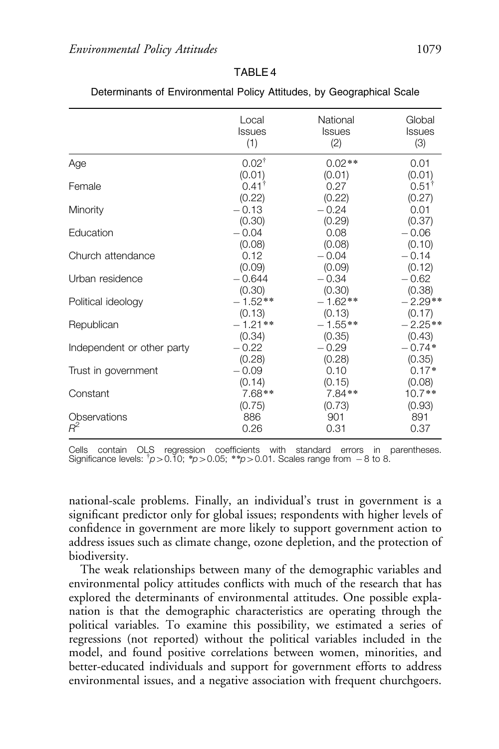TABLE 4

Determinants of Environmental Policy Attitudes, by Geographical Scale

| | Local Issues (1) | National Issues (2) | Global Issues (3) |
|---|---|---|---|
| Age | 0.02[†] | 0.02** | 0.01 |
| | (0.01) | (0.01) | (0.01) |
| Female | 0.41[†] | 0.27 | 0.51[†] |
| | (0.22) | (0.22) | (0.27) |
| Minority | −0.13 | −0.24 | 0.01 |
| | (0.30) | (0.29) | (0.37) |
| Education | −0.04 | 0.08 | −0.06 |
| | (0.08) | (0.08) | (0.10) |
| Church attendance | 0.12 | −0.04 | −0.14 |
| | (0.09) | (0.09) | (0.12) |
| Urban residence | −0.644 | −0.34 | −0.62 |
| | (0.30) | (0.30) | (0.38) |
| Political ideology | −1.52** | −1.62** | −2.29** |
| | (0.13) | (0.13) | (0.17) |
| Republican | −1.21** | −1.55** | −2.25** |
| | (0.34) | (0.35) | (0.43) |
| Independent or other party | −0.22 | −0.29 | −0.74* |
| | (0.28) | (0.28) | (0.35) |
| Trust in government | −0.09 | 0.10 | 0.17* |
| | (0.14) | (0.15) | (0.08) |
| Constant | 7.68** | 7.84** | 10.7** |
| | (0.75) | (0.73) | (0.93) |
| Observations | 886 | 901 | 891 |
| $R^2$ | 0.26 | 0.31 | 0.37 |

Cells contain OLS regression coefficients with standard errors in parentheses. Significance levels: [†]$p > 0.10$; *$p > 0.05$; **$p > 0.01$. Scales range from −8 to 8.

national-scale problems. Finally, an individual's trust in government is a significant predictor only for global issues; respondents with higher levels of confidence in government are more likely to support government action to address issues such as climate change, ozone depletion, and the protection of biodiversity.

The weak relationships between many of the demographic variables and environmental policy attitudes conflicts with much of the research that has explored the determinants of environmental attitudes. One possible explanation is that the demographic characteristics are operating through the political variables. To examine this possibility, we estimated a series of regressions (not reported) without the political variables included in the model, and found positive correlations between women, minorities, and better-educated individuals and support for government efforts to address environmental issues, and a negative association with frequent churchgoers.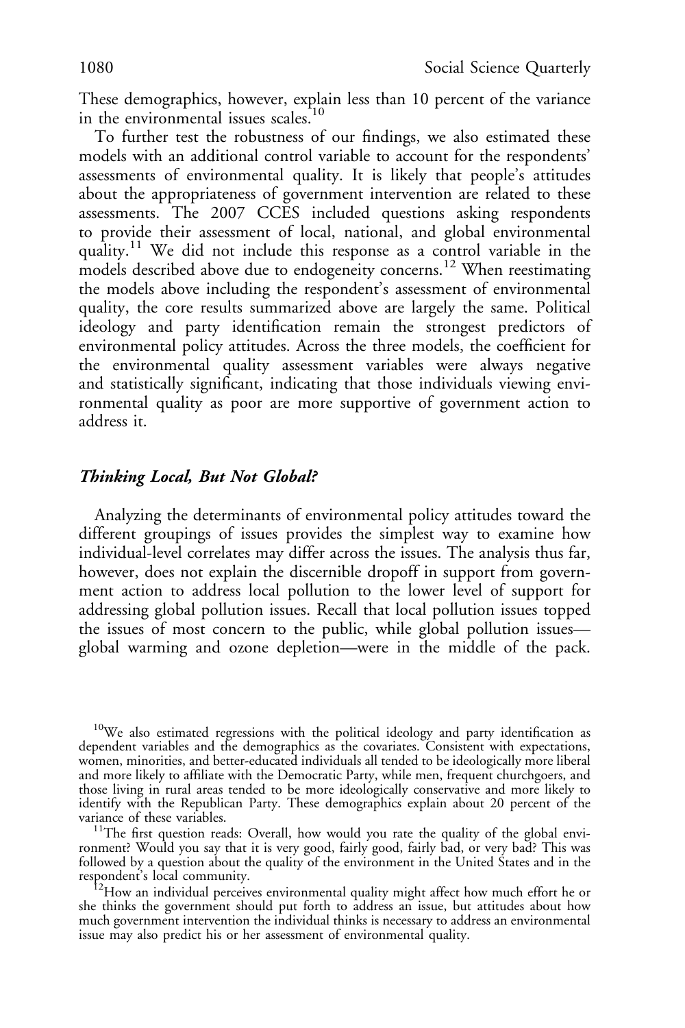These demographics, however, explain less than 10 percent of the variance in the environmental issues scales.[10]

To further test the robustness of our findings, we also estimated these models with an additional control variable to account for the respondents' assessments of environmental quality. It is likely that people's attitudes about the appropriateness of government intervention are related to these assessments. The 2007 CCES included questions asking respondents to provide their assessment of local, national, and global environmental quality.[11] We did not include this response as a control variable in the models described above due to endogeneity concerns.[12] When reestimating the models above including the respondent's assessment of environmental quality, the core results summarized above are largely the same. Political ideology and party identification remain the strongest predictors of environmental policy attitudes. Across the three models, the coefficient for the environmental quality assessment variables were always negative and statistically significant, indicating that those individuals viewing environmental quality as poor are more supportive of government action to address it.

### *Thinking Local, But Not Global?*

Analyzing the determinants of environmental policy attitudes toward the different groupings of issues provides the simplest way to examine how individual-level correlates may differ across the issues. The analysis thus far, however, does not explain the discernible dropoff in support from government action to address local pollution to the lower level of support for addressing global pollution issues. Recall that local pollution issues topped the issues of most concern to the public, while global pollution issues—global warming and ozone depletion—were in the middle of the pack.

[10]We also estimated regressions with the political ideology and party identification as dependent variables and the demographics as the covariates. Consistent with expectations, women, minorities, and better-educated individuals all tended to be ideologically more liberal and more likely to affiliate with the Democratic Party, while men, frequent churchgoers, and those living in rural areas tended to be more ideologically conservative and more likely to identify with the Republican Party. These demographics explain about 20 percent of the variance of these variables.

[11]The first question reads: Overall, how would you rate the quality of the global environment? Would you say that it is very good, fairly good, fairly bad, or very bad? This was followed by a question about the quality of the environment in the United States and in the respondent's local community.

[12]How an individual perceives environmental quality might affect how much effort he or she thinks the government should put forth to address an issue, but attitudes about how much government intervention the individual thinks is necessary to address an environmental issue may also predict his or her assessment of environmental quality.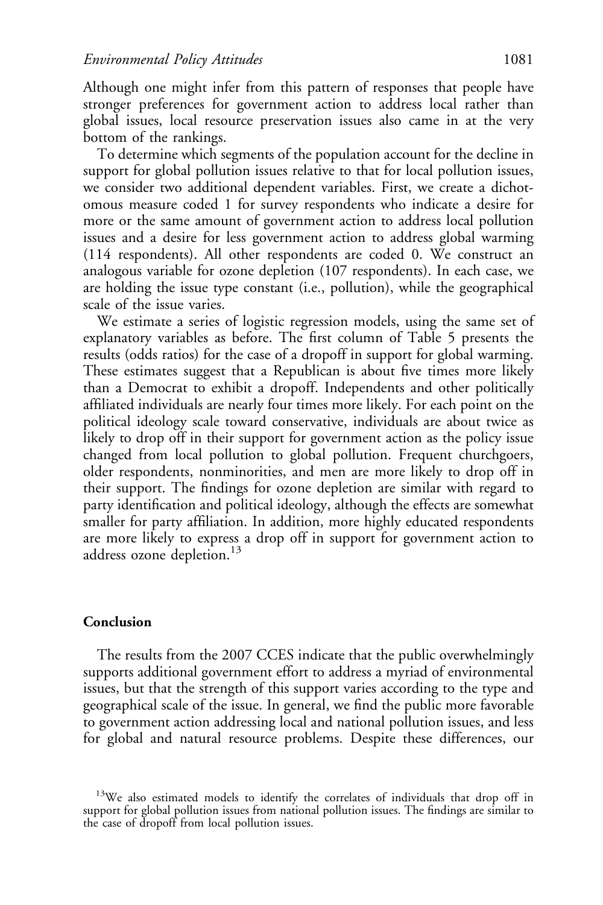Although one might infer from this pattern of responses that people have stronger preferences for government action to address local rather than global issues, local resource preservation issues also came in at the very bottom of the rankings.

To determine which segments of the population account for the decline in support for global pollution issues relative to that for local pollution issues, we consider two additional dependent variables. First, we create a dichotomous measure coded 1 for survey respondents who indicate a desire for more or the same amount of government action to address local pollution issues and a desire for less government action to address global warming (114 respondents). All other respondents are coded 0. We construct an analogous variable for ozone depletion (107 respondents). In each case, we are holding the issue type constant (i.e., pollution), while the geographical scale of the issue varies.

We estimate a series of logistic regression models, using the same set of explanatory variables as before. The first column of Table 5 presents the results (odds ratios) for the case of a dropoff in support for global warming. These estimates suggest that a Republican is about five times more likely than a Democrat to exhibit a dropoff. Independents and other politically affiliated individuals are nearly four times more likely. For each point on the political ideology scale toward conservative, individuals are about twice as likely to drop off in their support for government action as the policy issue changed from local pollution to global pollution. Frequent churchgoers, older respondents, nonminorities, and men are more likely to drop off in their support. The findings for ozone depletion are similar with regard to party identification and political ideology, although the effects are somewhat smaller for party affiliation. In addition, more highly educated respondents are more likely to express a drop off in support for government action to address ozone depletion.[13]

## Conclusion

The results from the 2007 CCES indicate that the public overwhelmingly supports additional government effort to address a myriad of environmental issues, but that the strength of this support varies according to the type and geographical scale of the issue. In general, we find the public more favorable to government action addressing local and national pollution issues, and less for global and natural resource problems. Despite these differences, our

[13] We also estimated models to identify the correlates of individuals that drop off in support for global pollution issues from national pollution issues. The findings are similar to the case of dropoff from local pollution issues.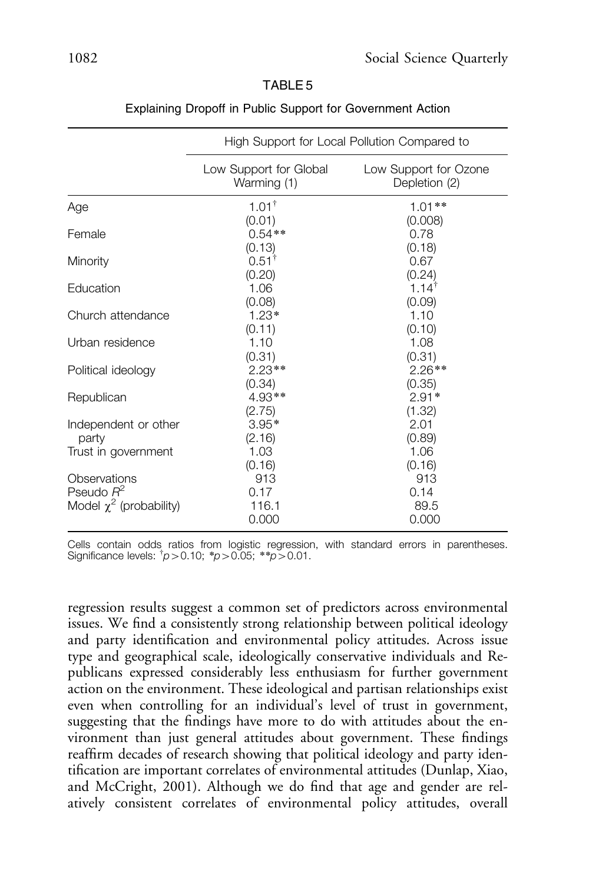TABLE 5

Explaining Dropoff in Public Support for Government Action

| | High Support for Local Pollution Compared to | |
|---|---|---|
| | Low Support for Global Warming (1) | Low Support for Ozone Depletion (2) |
| Age | 1.01† | 1.01** |
| | (0.01) | (0.008) |
| Female | 0.54** | 0.78 |
| | (0.13) | (0.18) |
| Minority | 0.51† | 0.67 |
| | (0.20) | (0.24) |
| Education | 1.06 | 1.14† |
| | (0.08) | (0.09) |
| Church attendance | 1.23* | 1.10 |
| | (0.11) | (0.10) |
| Urban residence | 1.10 | 1.08 |
| | (0.31) | (0.31) |
| Political ideology | 2.23** | 2.26** |
| | (0.34) | (0.35) |
| Republican | 4.93** | 2.91* |
| | (2.75) | (1.32) |
| Independent or other party | 3.95* | 2.01 |
| | (2.16) | (0.89) |
| Trust in government | 1.03 | 1.06 |
| | (0.16) | (0.16) |
| Observations | 913 | 913 |
| Pseudo $R^2$ | 0.17 | 0.14 |
| Model $\chi^2$ (probability) | 116.1 | 89.5 |
| | 0.000 | 0.000 |

Cells contain odds ratios from logistic regression, with standard errors in parentheses. Significance levels: †$p > 0.10$; *$p > 0.05$; **$p > 0.01$.

regression results suggest a common set of predictors across environmental issues. We find a consistently strong relationship between political ideology and party identification and environmental policy attitudes. Across issue type and geographical scale, ideologically conservative individuals and Republicans expressed considerably less enthusiasm for further government action on the environment. These ideological and partisan relationships exist even when controlling for an individual's level of trust in government, suggesting that the findings have more to do with attitudes about the environment than just general attitudes about government. These findings reaffirm decades of research showing that political ideology and party identification are important correlates of environmental attitudes (Dunlap, Xiao, and McCright, 2001). Although we do find that age and gender are relatively consistent correlates of environmental policy attitudes, overall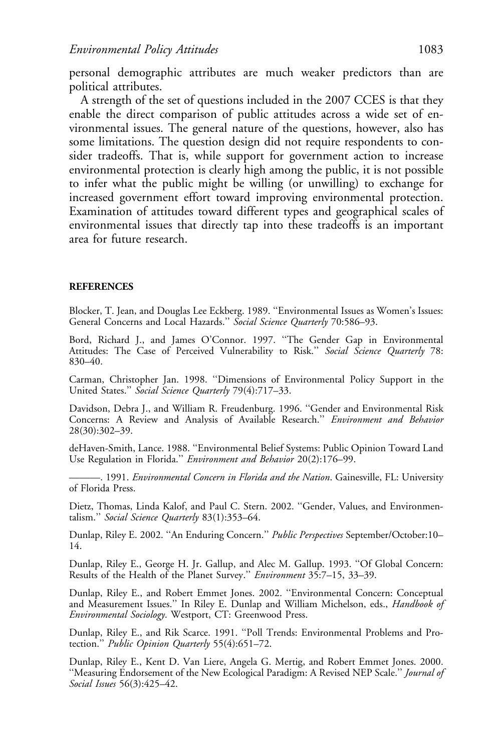personal demographic attributes are much weaker predictors than are political attributes.

A strength of the set of questions included in the 2007 CCES is that they enable the direct comparison of public attitudes across a wide set of environmental issues. The general nature of the questions, however, also has some limitations. The question design did not require respondents to consider tradeoffs. That is, while support for government action to increase environmental protection is clearly high among the public, it is not possible to infer what the public might be willing (or unwilling) to exchange for increased government effort toward improving environmental protection. Examination of attitudes toward different types and geographical scales of environmental issues that directly tap into these tradeoffs is an important area for future research.

## REFERENCES

Blocker, T. Jean, and Douglas Lee Eckberg. 1989. ''Environmental Issues as Women's Issues: General Concerns and Local Hazards.'' *Social Science Quarterly* 70:586–93.

Bord, Richard J., and James O'Connor. 1997. ''The Gender Gap in Environmental Attitudes: The Case of Perceived Vulnerability to Risk.'' *Social Science Quarterly* 78: 830–40.

Carman, Christopher Jan. 1998. ''Dimensions of Environmental Policy Support in the United States.'' *Social Science Quarterly* 79(4):717–33.

Davidson, Debra J., and William R. Freudenburg. 1996. ''Gender and Environmental Risk Concerns: A Review and Analysis of Available Research.'' *Environment and Behavior* 28(30):302–39.

deHaven-Smith, Lance. 1988. ''Environmental Belief Systems: Public Opinion Toward Land Use Regulation in Florida.'' *Environment and Behavior* 20(2):176–99.

———. 1991. *Environmental Concern in Florida and the Nation*. Gainesville, FL: University of Florida Press.

Dietz, Thomas, Linda Kalof, and Paul C. Stern. 2002. ''Gender, Values, and Environmentalism.'' *Social Science Quarterly* 83(1):353–64.

Dunlap, Riley E. 2002. ''An Enduring Concern.'' *Public Perspectives* September/October:10–14.

Dunlap, Riley E., George H. Jr. Gallup, and Alec M. Gallup. 1993. ''Of Global Concern: Results of the Health of the Planet Survey.'' *Environment* 35:7–15, 33–39.

Dunlap, Riley E., and Robert Emmet Jones. 2002. ''Environmental Concern: Conceptual and Measurement Issues.'' In Riley E. Dunlap and William Michelson, eds., *Handbook of Environmental Sociology*. Westport, CT: Greenwood Press.

Dunlap, Riley E., and Rik Scarce. 1991. ''Poll Trends: Environmental Problems and Protection.'' *Public Opinion Quarterly* 55(4):651–72.

Dunlap, Riley E., Kent D. Van Liere, Angela G. Mertig, and Robert Emmet Jones. 2000. ''Measuring Endorsement of the New Ecological Paradigm: A Revised NEP Scale.'' *Journal of Social Issues* 56(3):425–42.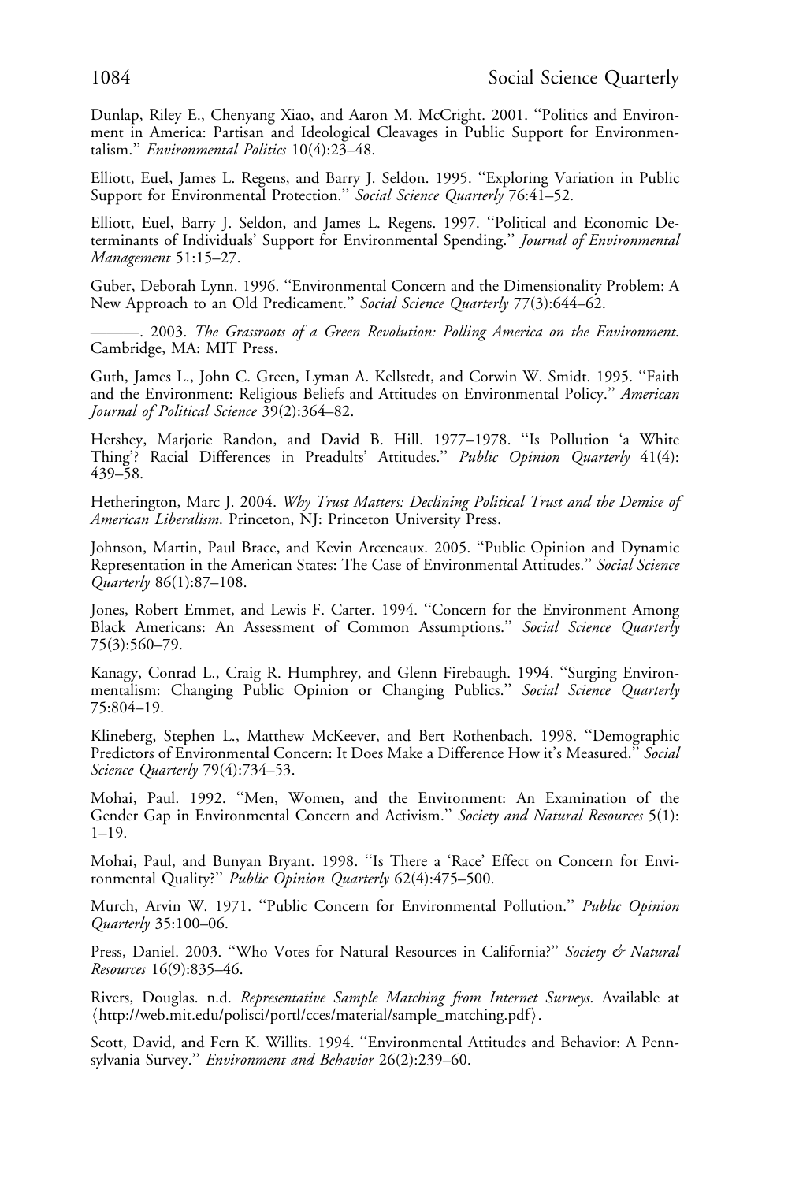Dunlap, Riley E., Chenyang Xiao, and Aaron M. McCright. 2001. "Politics and Environment in America: Partisan and Ideological Cleavages in Public Support for Environmentalism." *Environmental Politics* 10(4):23–48.

Elliott, Euel, James L. Regens, and Barry J. Seldon. 1995. "Exploring Variation in Public Support for Environmental Protection." *Social Science Quarterly* 76:41–52.

Elliott, Euel, Barry J. Seldon, and James L. Regens. 1997. "Political and Economic Determinants of Individuals' Support for Environmental Spending." *Journal of Environmental Management* 51:15–27.

Guber, Deborah Lynn. 1996. "Environmental Concern and the Dimensionality Problem: A New Approach to an Old Predicament." *Social Science Quarterly* 77(3):644–62.

———. 2003. *The Grassroots of a Green Revolution: Polling America on the Environment*. Cambridge, MA: MIT Press.

Guth, James L., John C. Green, Lyman A. Kellstedt, and Corwin W. Smidt. 1995. "Faith and the Environment: Religious Beliefs and Attitudes on Environmental Policy." *American Journal of Political Science* 39(2):364–82.

Hershey, Marjorie Randon, and David B. Hill. 1977–1978. "Is Pollution 'a White Thing'? Racial Differences in Preadults' Attitudes." *Public Opinion Quarterly* 41(4): 439–58.

Hetherington, Marc J. 2004. *Why Trust Matters: Declining Political Trust and the Demise of American Liberalism*. Princeton, NJ: Princeton University Press.

Johnson, Martin, Paul Brace, and Kevin Arceneaux. 2005. "Public Opinion and Dynamic Representation in the American States: The Case of Environmental Attitudes." *Social Science Quarterly* 86(1):87–108.

Jones, Robert Emmet, and Lewis F. Carter. 1994. "Concern for the Environment Among Black Americans: An Assessment of Common Assumptions." *Social Science Quarterly* 75(3):560–79.

Kanagy, Conrad L., Craig R. Humphrey, and Glenn Firebaugh. 1994. "Surging Environmentalism: Changing Public Opinion or Changing Publics." *Social Science Quarterly* 75:804–19.

Klineberg, Stephen L., Matthew McKeever, and Bert Rothenbach. 1998. "Demographic Predictors of Environmental Concern: It Does Make a Difference How it's Measured." *Social Science Quarterly* 79(4):734–53.

Mohai, Paul. 1992. "Men, Women, and the Environment: An Examination of the Gender Gap in Environmental Concern and Activism." *Society and Natural Resources* 5(1): 1–19.

Mohai, Paul, and Bunyan Bryant. 1998. "Is There a 'Race' Effect on Concern for Environmental Quality?" *Public Opinion Quarterly* 62(4):475–500.

Murch, Arvin W. 1971. "Public Concern for Environmental Pollution." *Public Opinion Quarterly* 35:100–06.

Press, Daniel. 2003. "Who Votes for Natural Resources in California?" *Society & Natural Resources* 16(9):835–46.

Rivers, Douglas. n.d. *Representative Sample Matching from Internet Surveys*. Available at ⟨http://web.mit.edu/polisci/portl/cces/material/sample_matching.pdf⟩.

Scott, David, and Fern K. Willits. 1994. "Environmental Attitudes and Behavior: A Pennsylvania Survey." *Environment and Behavior* 26(2):239–60.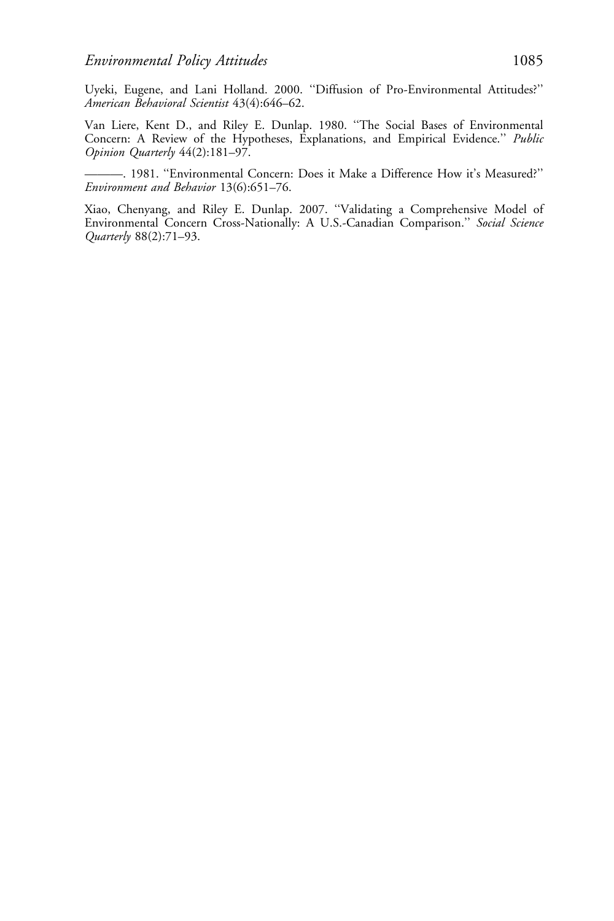Uyeki, Eugene, and Lani Holland. 2000. "Diffusion of Pro-Environmental Attitudes?" *American Behavioral Scientist* 43(4):646–62.

Van Liere, Kent D., and Riley E. Dunlap. 1980. "The Social Bases of Environmental Concern: A Review of the Hypotheses, Explanations, and Empirical Evidence." *Public Opinion Quarterly* 44(2):181–97.

———. 1981. "Environmental Concern: Does it Make a Difference How it's Measured?" *Environment and Behavior* 13(6):651–76.

Xiao, Chenyang, and Riley E. Dunlap. 2007. "Validating a Comprehensive Model of Environmental Concern Cross-Nationally: A U.S.-Canadian Comparison." *Social Science Quarterly* 88(2):71–93.